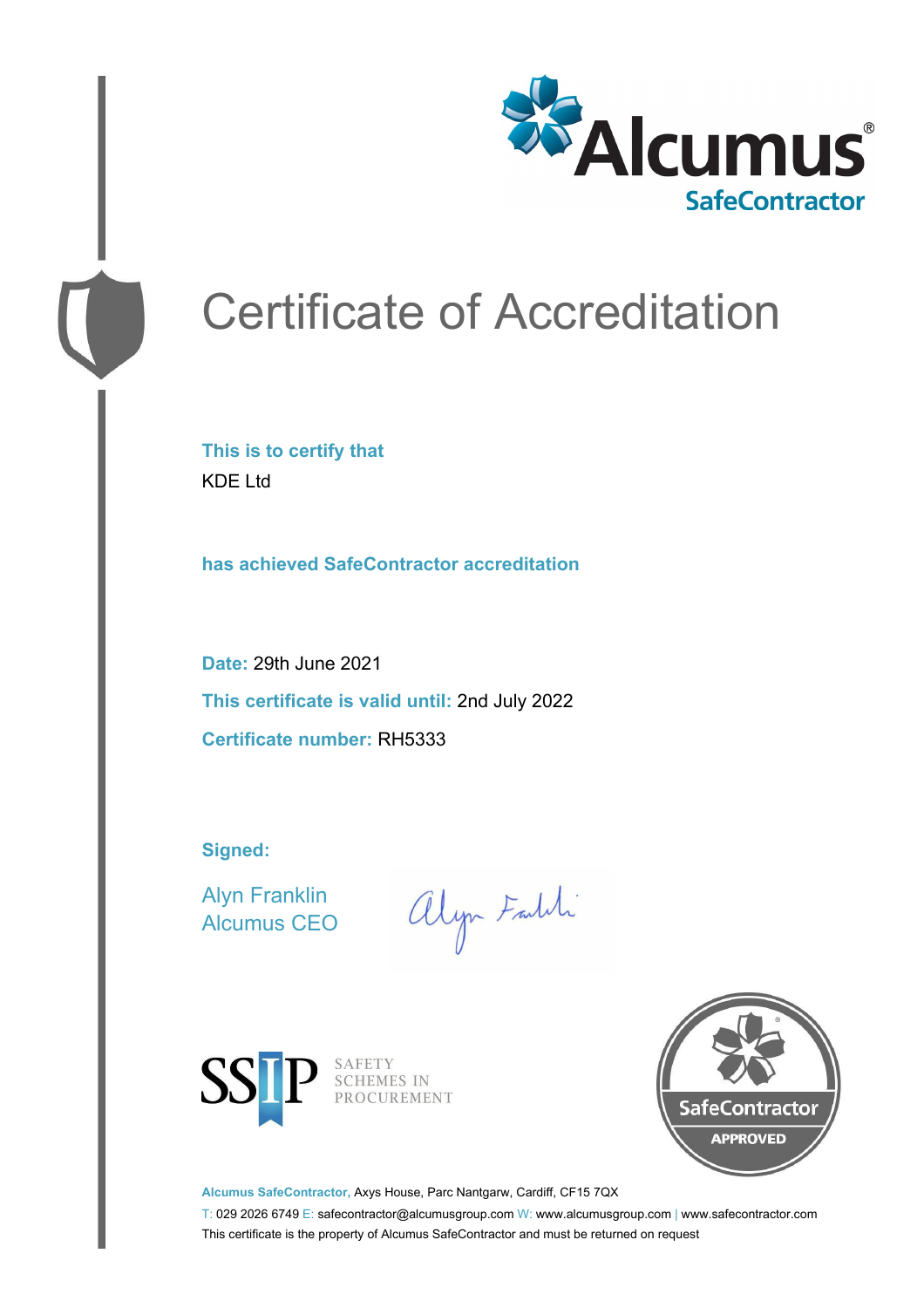Alcumus®
SafeContractor

# Certificate of Accreditation

**This is to certify that**

KDE Ltd

**has achieved SafeContractor accreditation**

**Date:** 29th June 2021

**This certificate is valid until:** 2nd July 2022

**Certificate number:** RH5333

**Signed:**

Alyn Franklin
Alcumus CEO

SSIP SAFETY SCHEMES IN PROCUREMENT

SafeContractor APPROVED

**Alcumus SafeContractor,** Axys House, Parc Nantgarw, Cardiff, CF15 7QX

T: 029 2026 6749 E: safecontractor@alcumusgroup.com W: www.alcumusgroup.com | www.safecontractor.com

This certificate is the property of Alcumus SafeContractor and must be returned on request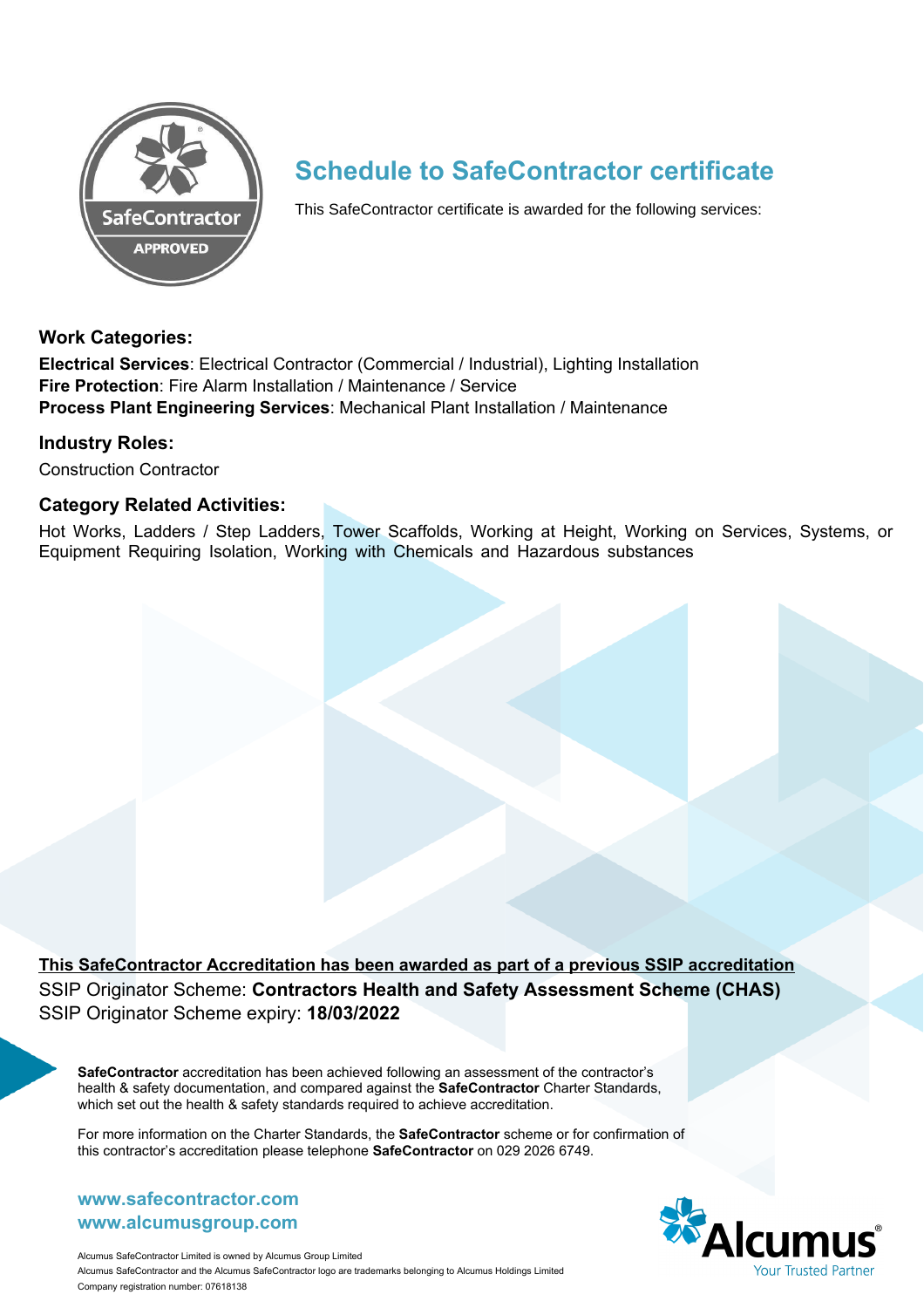# Schedule to SafeContractor certificate

This SafeContractor certificate is awarded for the following services:

### Work Categories:

**Electrical Services**: Electrical Contractor (Commercial / Industrial), Lighting Installation
**Fire Protection**: Fire Alarm Installation / Maintenance / Service
**Process Plant Engineering Services**: Mechanical Plant Installation / Maintenance

### Industry Roles:

Construction Contractor

### Category Related Activities:

Hot Works, Ladders / Step Ladders, Tower Scaffolds, Working at Height, Working on Services, Systems, or Equipment Requiring Isolation, Working with Chemicals and Hazardous substances

**This SafeContractor Accreditation has been awarded as part of a previous SSIP accreditation**
SSIP Originator Scheme: **Contractors Health and Safety Assessment Scheme (CHAS)**
SSIP Originator Scheme expiry: **18/03/2022**

**SafeContractor** accreditation has been achieved following an assessment of the contractor's health & safety documentation, and compared against the **SafeContractor** Charter Standards, which set out the health & safety standards required to achieve accreditation.

For more information on the Charter Standards, the **SafeContractor** scheme or for confirmation of this contractor's accreditation please telephone **SafeContractor** on 029 2026 6749.

www.safecontractor.com
www.alcumusgroup.com

Alcumus SafeContractor Limited is owned by Alcumus Group Limited
Alcumus SafeContractor and the Alcumus SafeContractor logo are trademarks belonging to Alcumus Holdings Limited
Company registration number: 07618138

Alcumus®
Your Trusted Partner